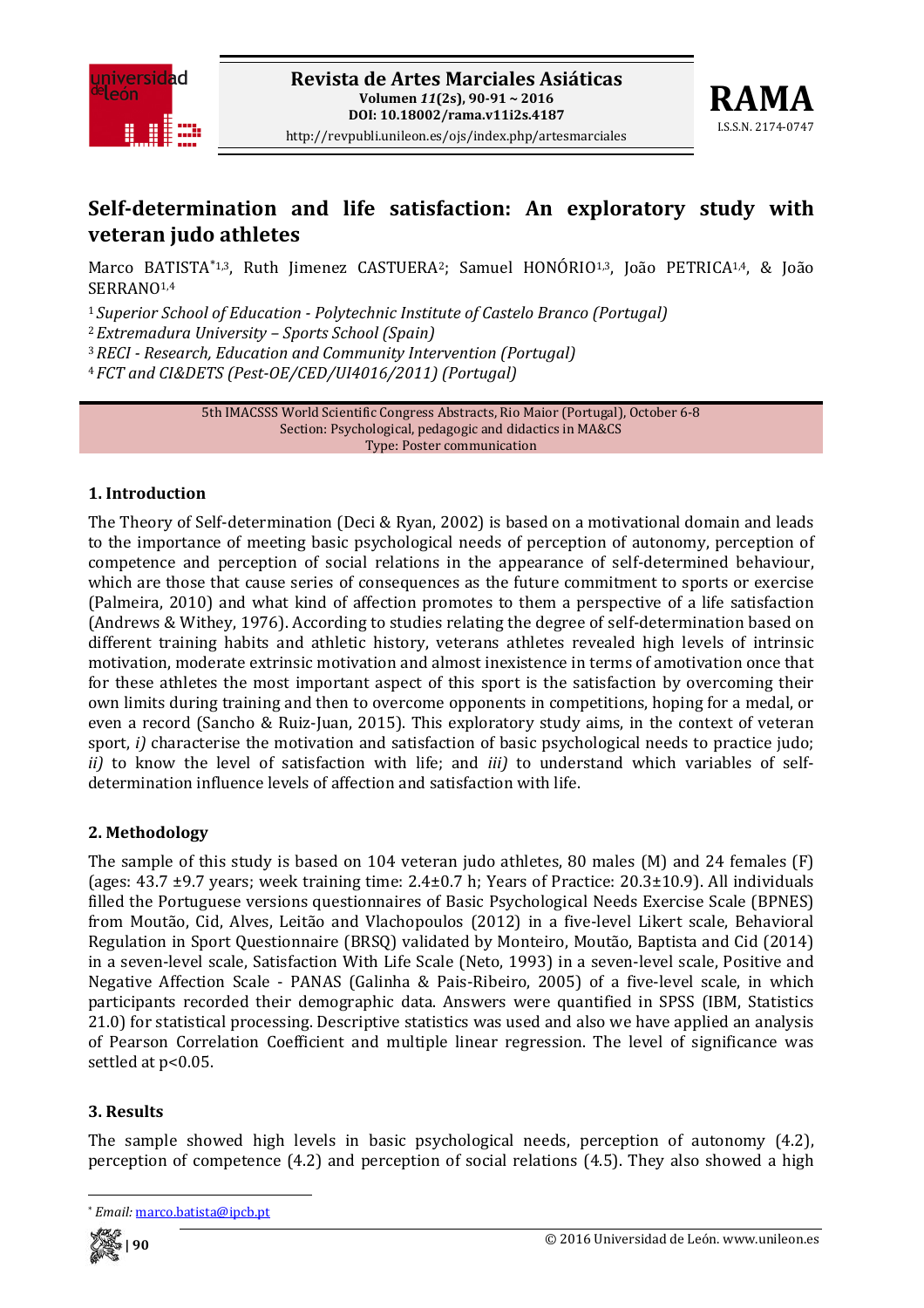# Self-determination and life satisfaction: An exploratory study with veteran judo athletes

Marco BATISTA*[1,3], Ruth Jimenez CASTUERA[2]; Samuel HONÓRIO[1,3], João PETRICA[1,4], & João SERRANO[1,4]

[1] *Superior School of Education - Polytechnic Institute of Castelo Branco (Portugal)*
[2] *Extremadura University – Sports School (Spain)*
[3] *RECI - Research, Education and Community Intervention (Portugal)*
[4] *FCT and CI&DETS (Pest-OE/CED/UI4016/2011) (Portugal)*

5th IMACSSS World Scientific Congress Abstracts, Rio Maior (Portugal), October 6-8
Section: Psychological, pedagogic and didactics in MA&CS
Type: Poster communication

## 1. Introduction

The Theory of Self-determination (Deci & Ryan, 2002) is based on a motivational domain and leads to the importance of meeting basic psychological needs of perception of autonomy, perception of competence and perception of social relations in the appearance of self-determined behaviour, which are those that cause series of consequences as the future commitment to sports or exercise (Palmeira, 2010) and what kind of affection promotes to them a perspective of a life satisfaction (Andrews & Withey, 1976). According to studies relating the degree of self-determination based on different training habits and athletic history, veterans athletes revealed high levels of intrinsic motivation, moderate extrinsic motivation and almost inexistence in terms of amotivation once that for these athletes the most important aspect of this sport is the satisfaction by overcoming their own limits during training and then to overcome opponents in competitions, hoping for a medal, or even a record (Sancho & Ruiz-Juan, 2015). This exploratory study aims, in the context of veteran sport, *i)* characterise the motivation and satisfaction of basic psychological needs to practice judo; *ii)* to know the level of satisfaction with life; and *iii)* to understand which variables of self-determination influence levels of affection and satisfaction with life.

## 2. Methodology

The sample of this study is based on 104 veteran judo athletes, 80 males (M) and 24 females (F) (ages: 43.7 ±9.7 years; week training time: 2.4±0.7 h; Years of Practice: 20.3±10.9). All individuals filled the Portuguese versions questionnaires of Basic Psychological Needs Exercise Scale (BPNES) from Moutão, Cid, Alves, Leitão and Vlachopoulos (2012) in a five-level Likert scale, Behavioral Regulation in Sport Questionnaire (BRSQ) validated by Monteiro, Moutão, Baptista and Cid (2014) in a seven-level scale, Satisfaction With Life Scale (Neto, 1993) in a seven-level scale, Positive and Negative Affection Scale - PANAS (Galinha & Pais-Ribeiro, 2005) of a five-level scale, in which participants recorded their demographic data. Answers were quantified in SPSS (IBM, Statistics 21.0) for statistical processing. Descriptive statistics was used and also we have applied an analysis of Pearson Correlation Coefficient and multiple linear regression. The level of significance was settled at $p<0.05$.

## 3. Results

The sample showed high levels in basic psychological needs, perception of autonomy (4.2), perception of competence (4.2) and perception of social relations (4.5). They also showed a high

\* *Email:* marco.batista@ipcb.pt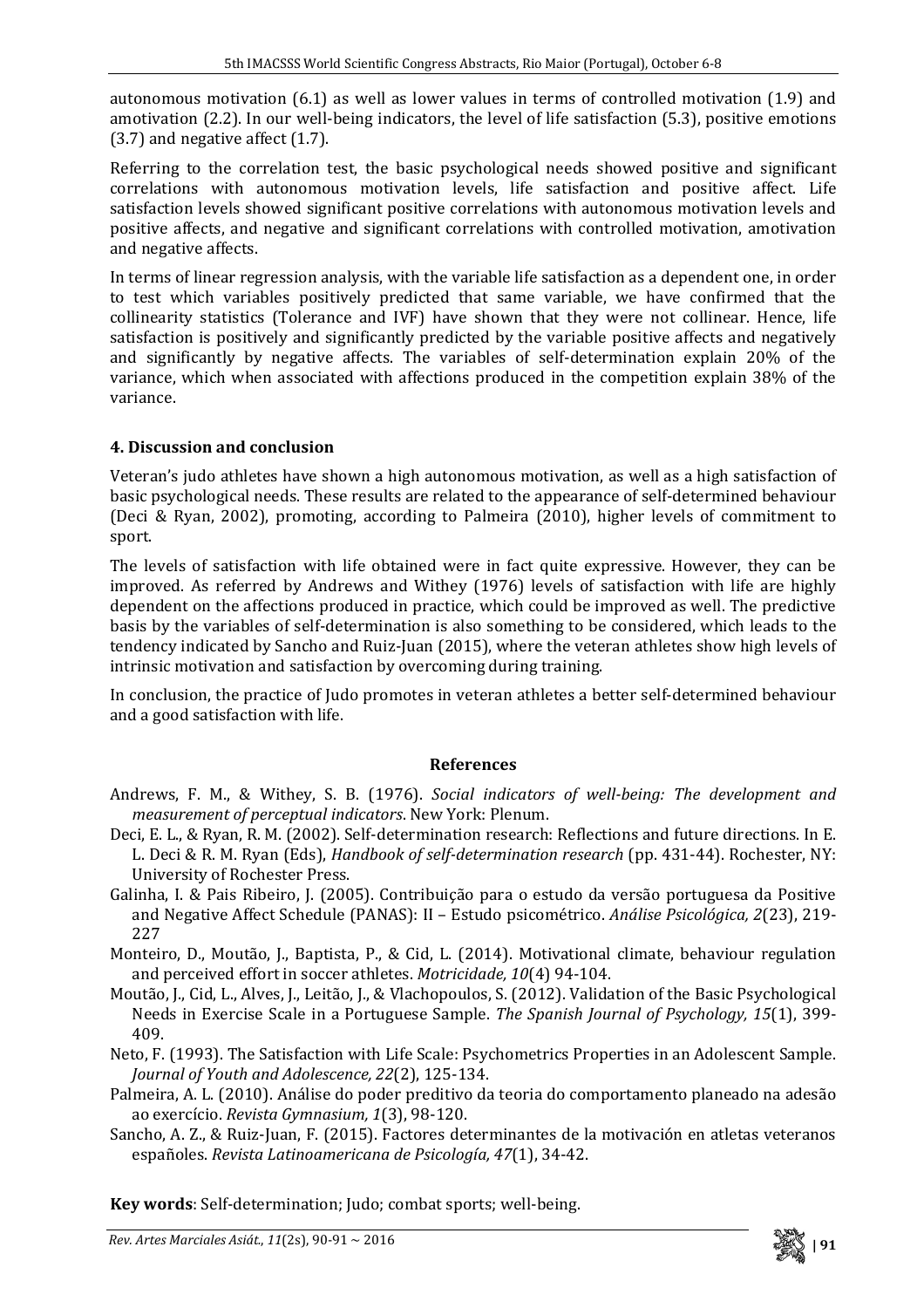autonomous motivation (6.1) as well as lower values in terms of controlled motivation (1.9) and amotivation (2.2). In our well-being indicators, the level of life satisfaction (5.3), positive emotions (3.7) and negative affect (1.7).

Referring to the correlation test, the basic psychological needs showed positive and significant correlations with autonomous motivation levels, life satisfaction and positive affect. Life satisfaction levels showed significant positive correlations with autonomous motivation levels and positive affects, and negative and significant correlations with controlled motivation, amotivation and negative affects.

In terms of linear regression analysis, with the variable life satisfaction as a dependent one, in order to test which variables positively predicted that same variable, we have confirmed that the collinearity statistics (Tolerance and IVF) have shown that they were not collinear. Hence, life satisfaction is positively and significantly predicted by the variable positive affects and negatively and significantly by negative affects. The variables of self-determination explain 20% of the variance, which when associated with affections produced in the competition explain 38% of the variance.

### 4. Discussion and conclusion

Veteran's judo athletes have shown a high autonomous motivation, as well as a high satisfaction of basic psychological needs. These results are related to the appearance of self-determined behaviour (Deci & Ryan, 2002), promoting, according to Palmeira (2010), higher levels of commitment to sport.

The levels of satisfaction with life obtained were in fact quite expressive. However, they can be improved. As referred by Andrews and Withey (1976) levels of satisfaction with life are highly dependent on the affections produced in practice, which could be improved as well. The predictive basis by the variables of self-determination is also something to be considered, which leads to the tendency indicated by Sancho and Ruiz-Juan (2015), where the veteran athletes show high levels of intrinsic motivation and satisfaction by overcoming during training.

In conclusion, the practice of Judo promotes in veteran athletes a better self-determined behaviour and a good satisfaction with life.

### References

Andrews, F. M., & Withey, S. B. (1976). *Social indicators of well-being: The development and measurement of perceptual indicators*. New York: Plenum.

Deci, E. L., & Ryan, R. M. (2002). Self-determination research: Reflections and future directions. In E. L. Deci & R. M. Ryan (Eds), *Handbook of self-determination research* (pp. 431-44). Rochester, NY: University of Rochester Press.

Galinha, I. & Pais Ribeiro, J. (2005). Contribuição para o estudo da versão portuguesa da Positive and Negative Affect Schedule (PANAS): II – Estudo psicométrico. *Análise Psicológica, 2*(23), 219-227

Monteiro, D., Moutão, J., Baptista, P., & Cid, L. (2014). Motivational climate, behaviour regulation and perceived effort in soccer athletes. *Motricidade, 10*(4) 94-104.

Moutão, J., Cid, L., Alves, J., Leitão, J., & Vlachopoulos, S. (2012). Validation of the Basic Psychological Needs in Exercise Scale in a Portuguese Sample. *The Spanish Journal of Psychology, 15*(1), 399-409.

Neto, F. (1993). The Satisfaction with Life Scale: Psychometrics Properties in an Adolescent Sample. *Journal of Youth and Adolescence, 22*(2), 125-134.

Palmeira, A. L. (2010). Análise do poder preditivo da teoria do comportamento planeado na adesão ao exercício. *Revista Gymnasium, 1*(3), 98-120.

Sancho, A. Z., & Ruiz-Juan, F. (2015). Factores determinantes de la motivación en atletas veteranos españoles. *Revista Latinoamericana de Psicología, 47*(1), 34-42.

**Key words**: Self-determination; Judo; combat sports; well-being.